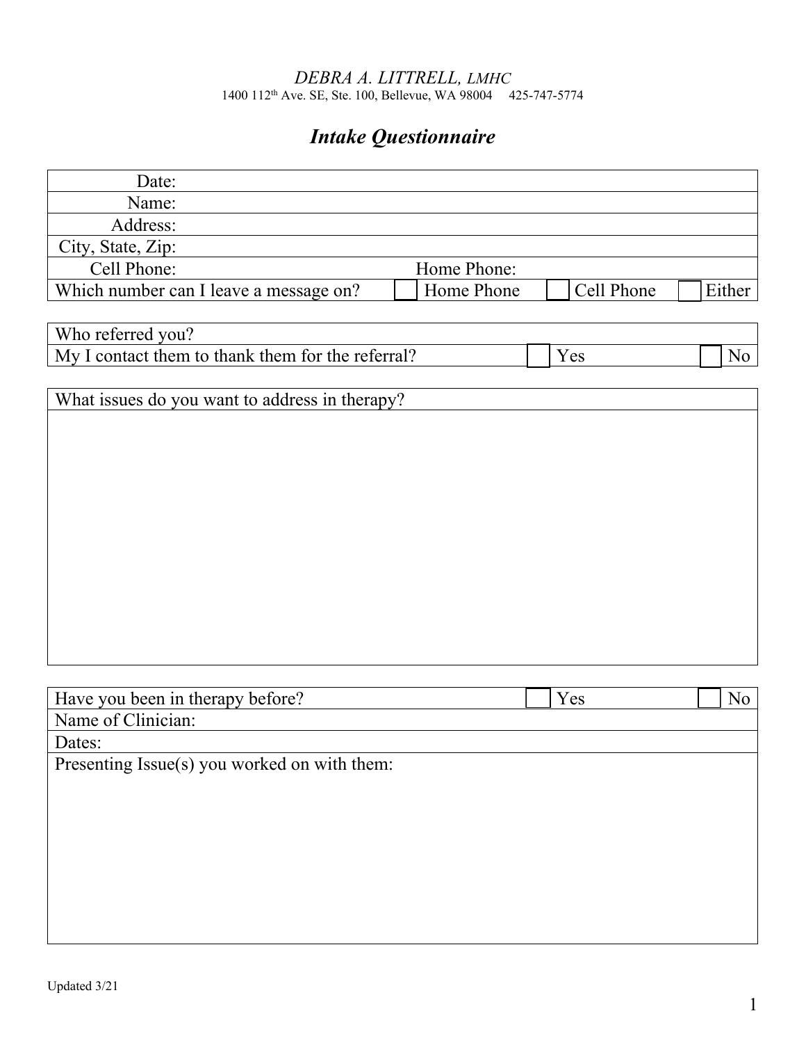DEBRA A. LITTRELL, LMHC

1400 112th Ave. SE, Ste. 100, Bellevue, WA 98004 425-747-5774

# *Intake Questionnaire*

| | | | |
|---|---|---|---|
| Date: | | | |
| Name: | | | |
| Address: | | | |
| City, State, Zip: | | | |
| Cell Phone: | Home Phone: | | |
| Which number can I leave a message on? | ☐ Home Phone | ☐ Cell Phone | ☐ Either |

| | | |
|---|---|---|
| Who referred you? | | |
| My I contact them to thank them for the referral? | ☐ Yes | ☐ No |

| |
|---|
| What issues do you want to address in therapy? |
| |

| | | |
|---|---|---|
| Have you been in therapy before? | ☐ Yes | ☐ No |
| Name of Clinician: | | |
| Dates: | | |
| Presenting Issue(s) you worked on with them: | | |

Updated 3/21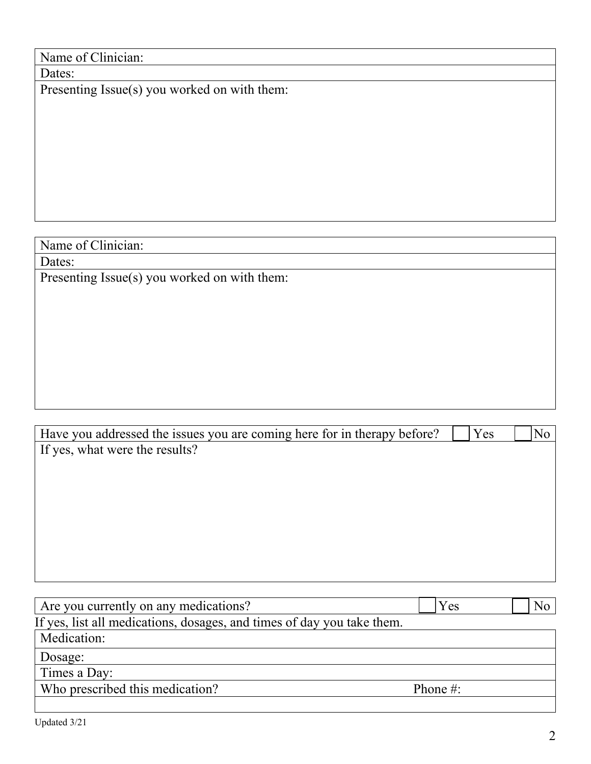| Name of Clinician: |
|---|
| Dates: |
| Presenting Issue(s) you worked on with them: |

| Name of Clinician: |
|---|
| Dates: |
| Presenting Issue(s) you worked on with them: |

| Have you addressed the issues you are coming here for in therapy before? | ☐ Yes | ☐ No |
|---|---|---|
| If yes, what were the results? | | |

| Are you currently on any medications? | ☐ Yes | ☐ No |
|---|---|---|

If yes, list all medications, dosages, and times of day you take them.

| Medication: | |
|---|---|
| Dosage: | |
| Times a Day: | |
| Who prescribed this medication? | Phone #: |
| | |

Updated 3/21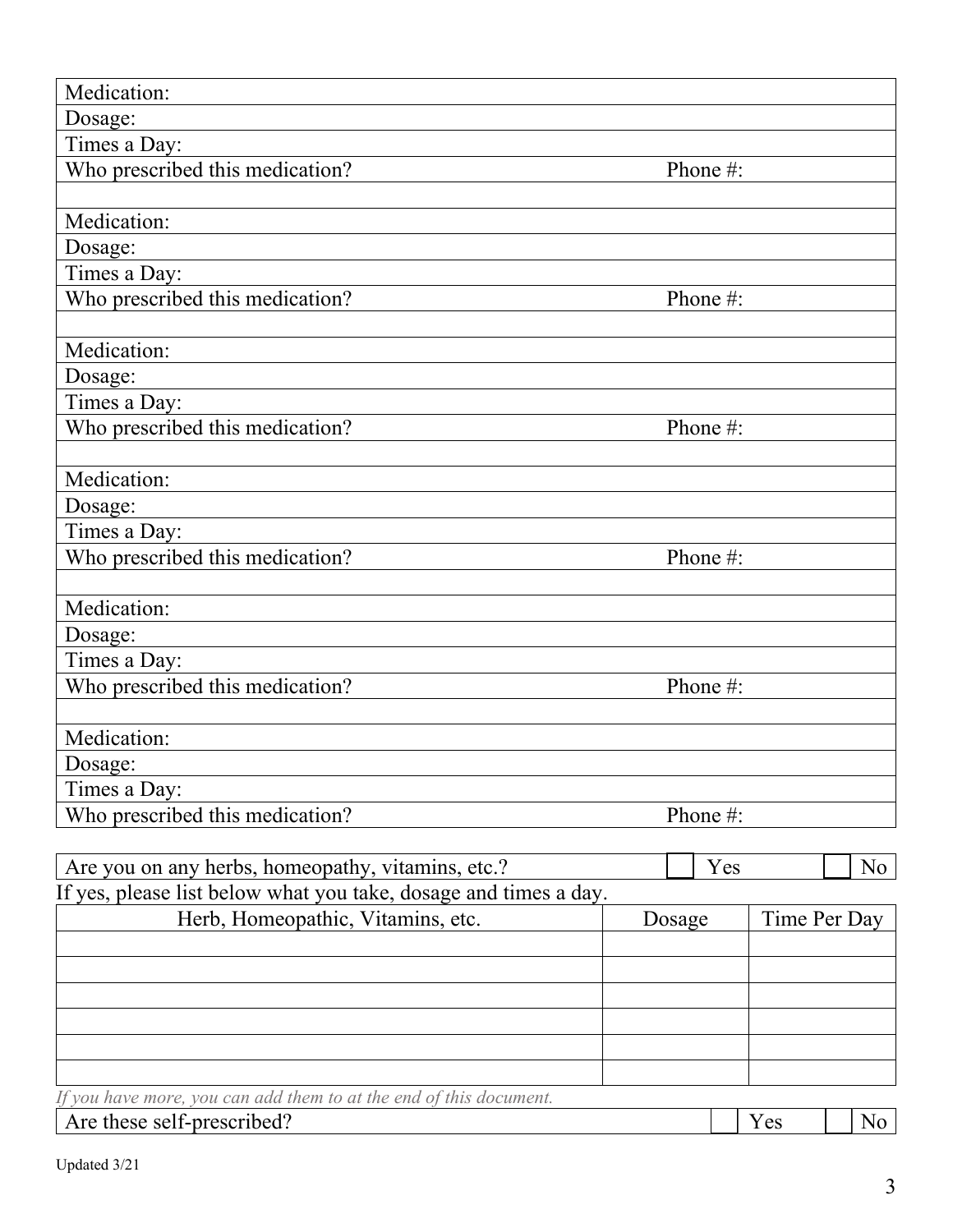| Medication: | |
|---|---|
| Dosage: | |
| Times a Day: | |
| Who prescribed this medication? | Phone #: |
| | |
| Medication: | |
| Dosage: | |
| Times a Day: | |
| Who prescribed this medication? | Phone #: |
| | |
| Medication: | |
| Dosage: | |
| Times a Day: | |
| Who prescribed this medication? | Phone #: |
| | |
| Medication: | |
| Dosage: | |
| Times a Day: | |
| Who prescribed this medication? | Phone #: |
| | |
| Medication: | |
| Dosage: | |
| Times a Day: | |
| Who prescribed this medication? | Phone #: |
| | |
| Medication: | |
| Dosage: | |
| Times a Day: | |
| Who prescribed this medication? | Phone #: |

| Are you on any herbs, homeopathy, vitamins, etc.? | ☐ Yes | ☐ No |
|---|---|---|

If yes, please list below what you take, dosage and times a day.

| Herb, Homeopathic, Vitamins, etc. | Dosage | Time Per Day |
|---|---|---|
| | | |
| | | |
| | | |
| | | |
| | | |
| | | |

*If you have more, you can add them to at the end of this document.*

| Are these self-prescribed? | ☐ Yes | ☐ No |
|---|---|---|

Updated 3/21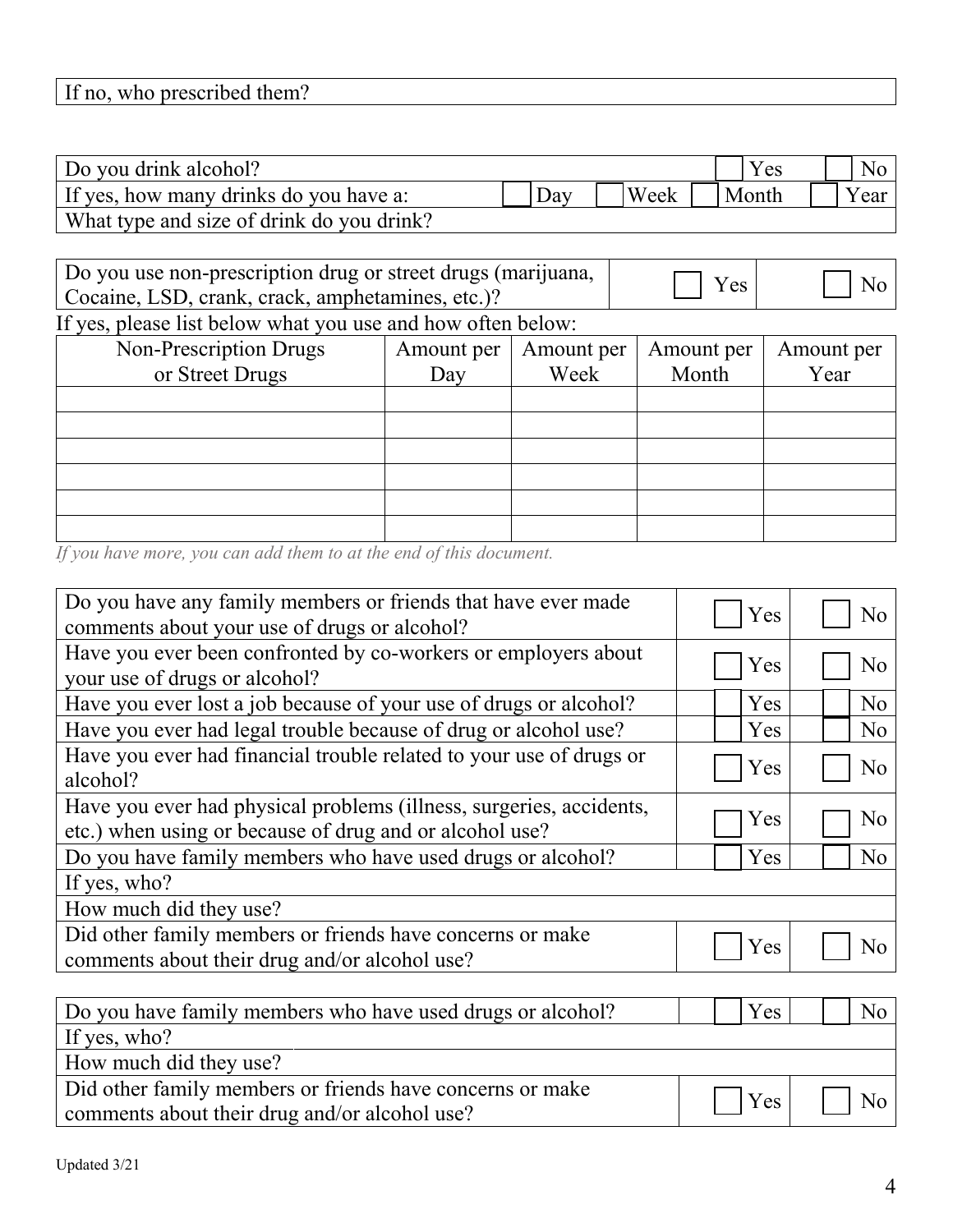| If no, who prescribed them? |
|---|

| Do you drink alcohol? | ☐ Yes | ☐ No | | |
|---|---|---|---|---|
| If yes, how many drinks do you have a: | ☐ Day | ☐ Week | ☐ Month | ☐ Year |
| What type and size of drink do you drink? | | | | |

| Do you use non-prescription drug or street drugs (marijuana, Cocaine, LSD, crank, crack, amphetamines, etc.)? | ☐ Yes | ☐ No |
|---|---|---|

If yes, please list below what you use and how often below:

| Non-Prescription Drugs or Street Drugs | Amount per Day | Amount per Week | Amount per Month | Amount per Year |
|---|---|---|---|---|
| | | | | |
| | | | | |
| | | | | |
| | | | | |
| | | | | |
| | | | | |

*If you have more, you can add them to at the end of this document.*

| Do you have any family members or friends that have ever made comments about your use of drugs or alcohol? | ☐ Yes | ☐ No |
|---|---|---|
| Have you ever been confronted by co-workers or employers about your use of drugs or alcohol? | ☐ Yes | ☐ No |
| Have you ever lost a job because of your use of drugs or alcohol? | ☐ Yes | ☐ No |
| Have you ever had legal trouble because of drug or alcohol use? | ☐ Yes | ☐ No |
| Have you ever had financial trouble related to your use of drugs or alcohol? | ☐ Yes | ☐ No |
| Have you ever had physical problems (illness, surgeries, accidents, etc.) when using or because of drug and or alcohol use? | ☐ Yes | ☐ No |
| Do you have family members who have used drugs or alcohol? | ☐ Yes | ☐ No |
| If yes, who? | | |
| How much did they use? | | |
| Did other family members or friends have concerns or make comments about their drug and/or alcohol use? | ☐ Yes | ☐ No |

| Do you have family members who have used drugs or alcohol? | ☐ Yes | ☐ No |
|---|---|---|
| If yes, who? | | |
| How much did they use? | | |
| Did other family members or friends have concerns or make comments about their drug and/or alcohol use? | ☐ Yes | ☐ No |

Updated 3/21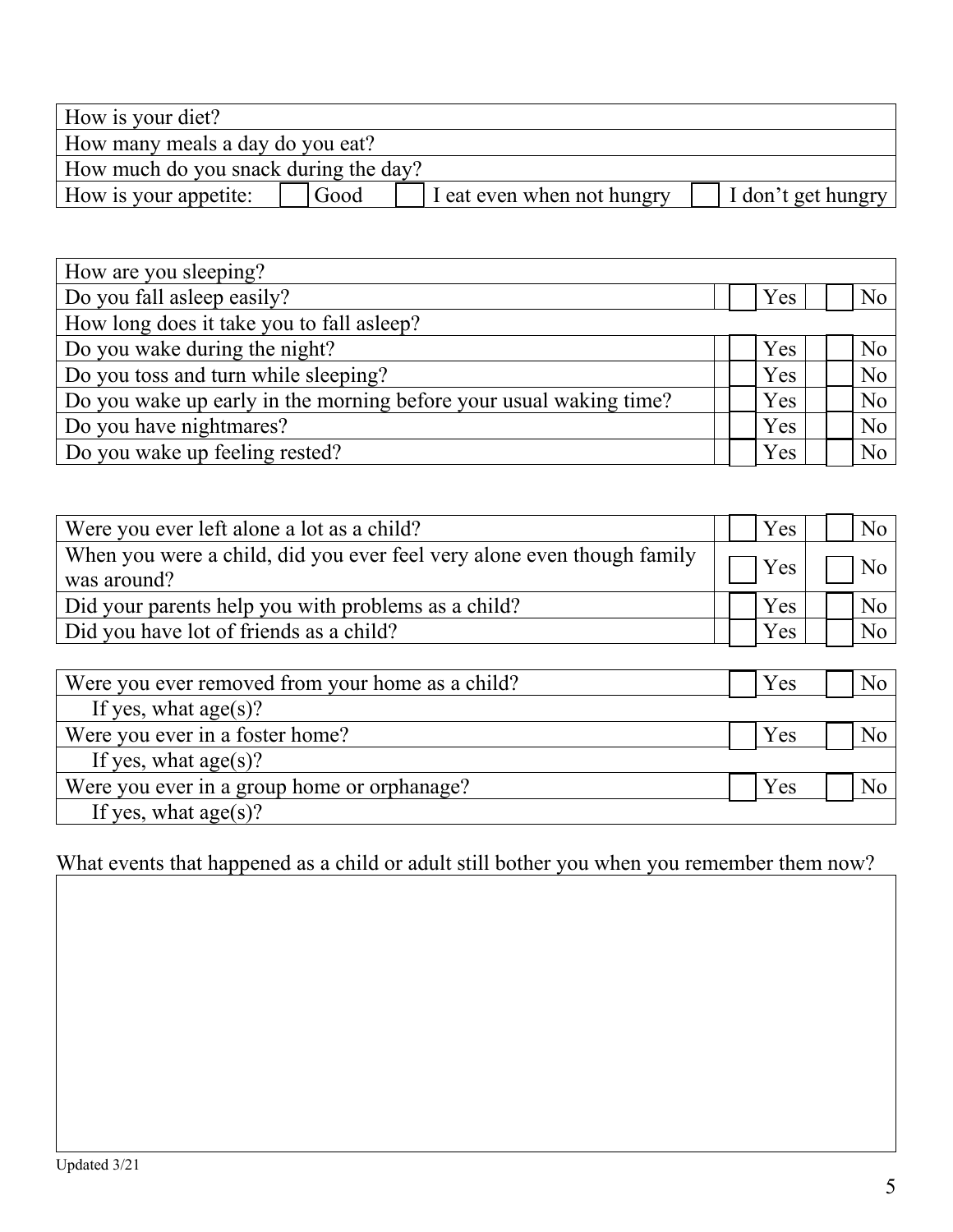| How is your diet? | | | |
|---|---|---|---|
| How many meals a day do you eat? | | | |
| How much do you snack during the day? | | | |
| How is your appetite: | ☐ Good | ☐ I eat even when not hungry | ☐ I don't get hungry |

| How are you sleeping? | | |
|---|---|---|
| Do you fall asleep easily? | ☐ Yes | ☐ No |
| How long does it take you to fall asleep? | | |
| Do you wake during the night? | ☐ Yes | ☐ No |
| Do you toss and turn while sleeping? | ☐ Yes | ☐ No |
| Do you wake up early in the morning before your usual waking time? | ☐ Yes | ☐ No |
| Do you have nightmares? | ☐ Yes | ☐ No |
| Do you wake up feeling rested? | ☐ Yes | ☐ No |

| Were you ever left alone a lot as a child? | ☐ Yes | ☐ No |
|---|---|---|
| When you were a child, did you ever feel very alone even though family was around? | ☐ Yes | ☐ No |
| Did your parents help you with problems as a child? | ☐ Yes | ☐ No |
| Did you have lot of friends as a child? | ☐ Yes | ☐ No |

| Were you ever removed from your home as a child? | ☐ Yes | ☐ No |
|---|---|---|
| If yes, what age(s)? | | |
| Were you ever in a foster home? | ☐ Yes | ☐ No |
| If yes, what age(s)? | | |
| Were you ever in a group home or orphanage? | ☐ Yes | ☐ No |
| If yes, what age(s)? | | |

What events that happened as a child or adult still bother you when you remember them now?

Updated 3/21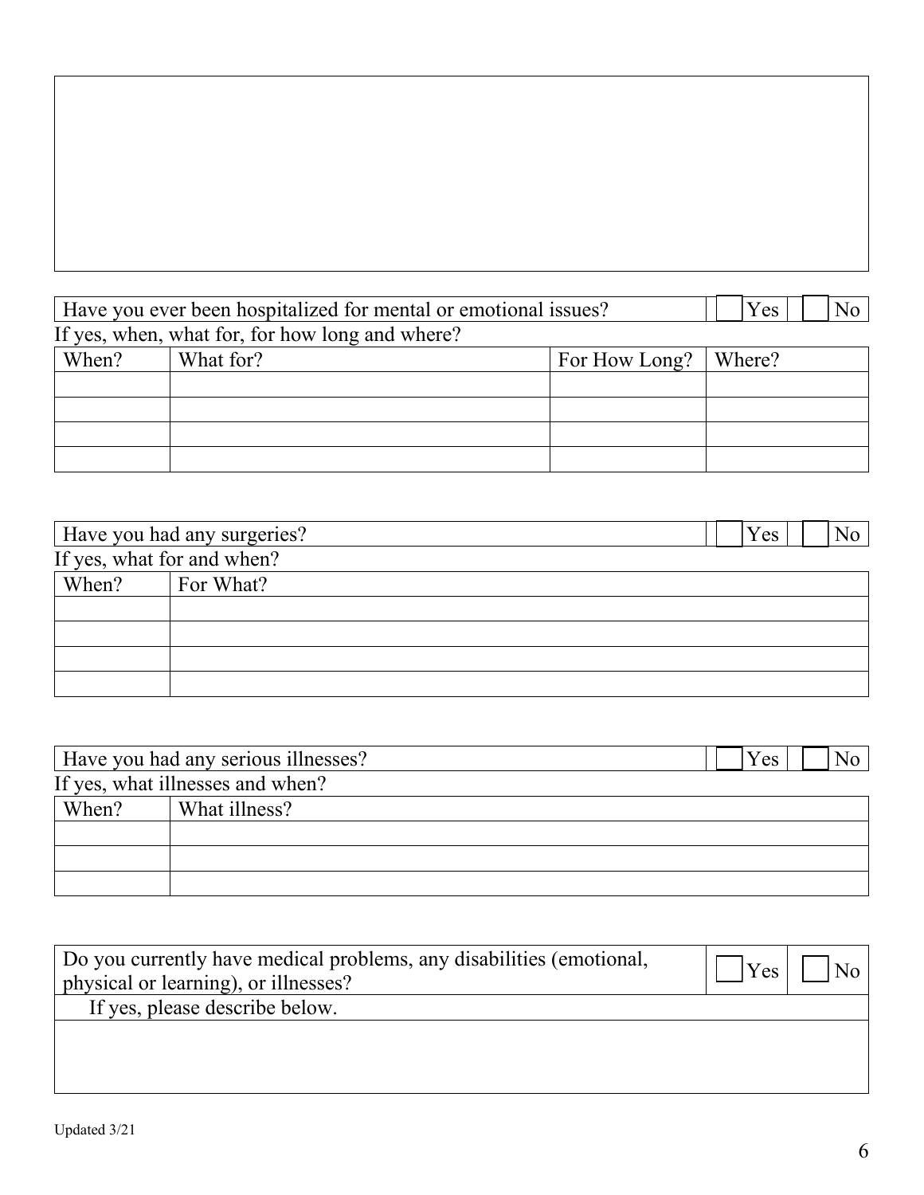Have you ever been hospitalized for mental or emotional issues? ☐ Yes ☐ No

If yes, when, what for, for how long and where?

| When? | What for? | For How Long? | Where? |
|---|---|---|---|
| | | | |
| | | | |
| | | | |
| | | | |

Have you had any surgeries? ☐ Yes ☐ No

If yes, what for and when?

| When? | For What? |
|---|---|
| | |
| | |
| | |
| | |

Have you had any serious illnesses? ☐ Yes ☐ No

If yes, what illnesses and when?

| When? | What illness? |
|---|---|
| | |
| | |
| | |

Do you currently have medical problems, any disabilities (emotional, physical or learning), or illnesses? ☐ Yes ☐ No

If yes, please describe below.

Updated 3/21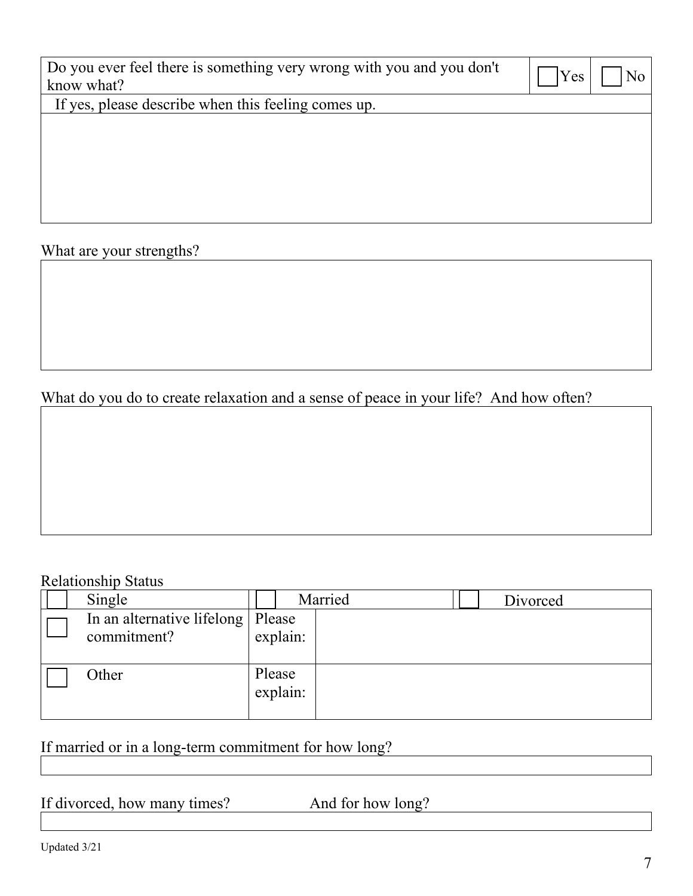| Do you ever feel there is something very wrong with you and you don't know what? | ☐ Yes | ☐ No |
|---|---|---|
| If yes, please describe when this feeling comes up. | | |
| | | |

What are your strengths?

| |
|---|
| |

What do you do to create relaxation and a sense of peace in your life? And how often?

| |
|---|
| |

Relationship Status

| | | | | | |
|---|---|---|---|---|---|
| ☐ | Single | ☐ | Married | ☐ | Divorced |
| ☐ | In an alternative lifelong commitment? | Please explain: | | | |
| ☐ | Other | Please explain: | | | |

If married or in a long-term commitment for how long?

| |
|---|
| |

If divorced, how many times? And for how long?

| |
|---|
| |

Updated 3/21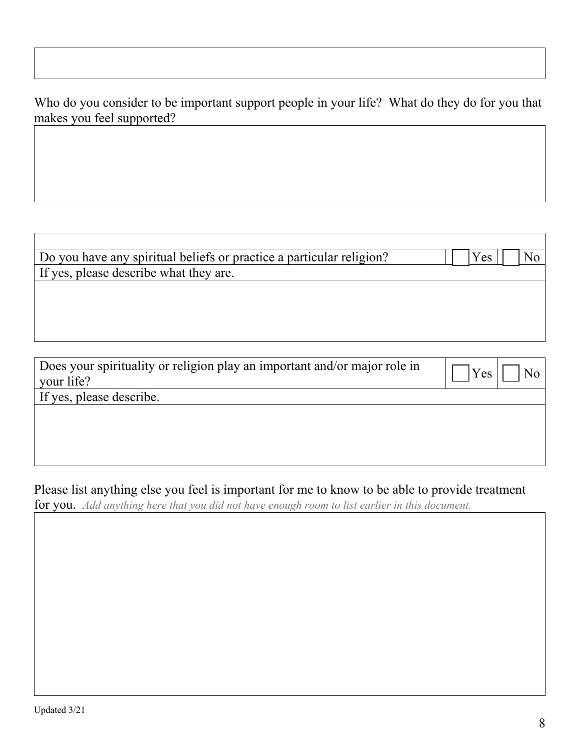Who do you consider to be important support people in your life? What do you do for you that makes you feel supported?

| | | | | |
|---|---|---|---|---|
| Do you have any spiritual beliefs or practice a particular religion? | ☐ | Yes | ☐ | No |
| If yes, please describe what they are. | | | | |
| | | | | |

| | | | | |
|---|---|---|---|---|
| Does your spirituality or religion play an important and/or major role in your life? | ☐ | Yes | ☐ | No |
| If yes, please describe. | | | | |
| | | | | |

Please list anything else you feel is important for me to know to be able to provide treatment for you. *Add anything here that you did not have enough room to list earlier in this document.*

Updated 3/21